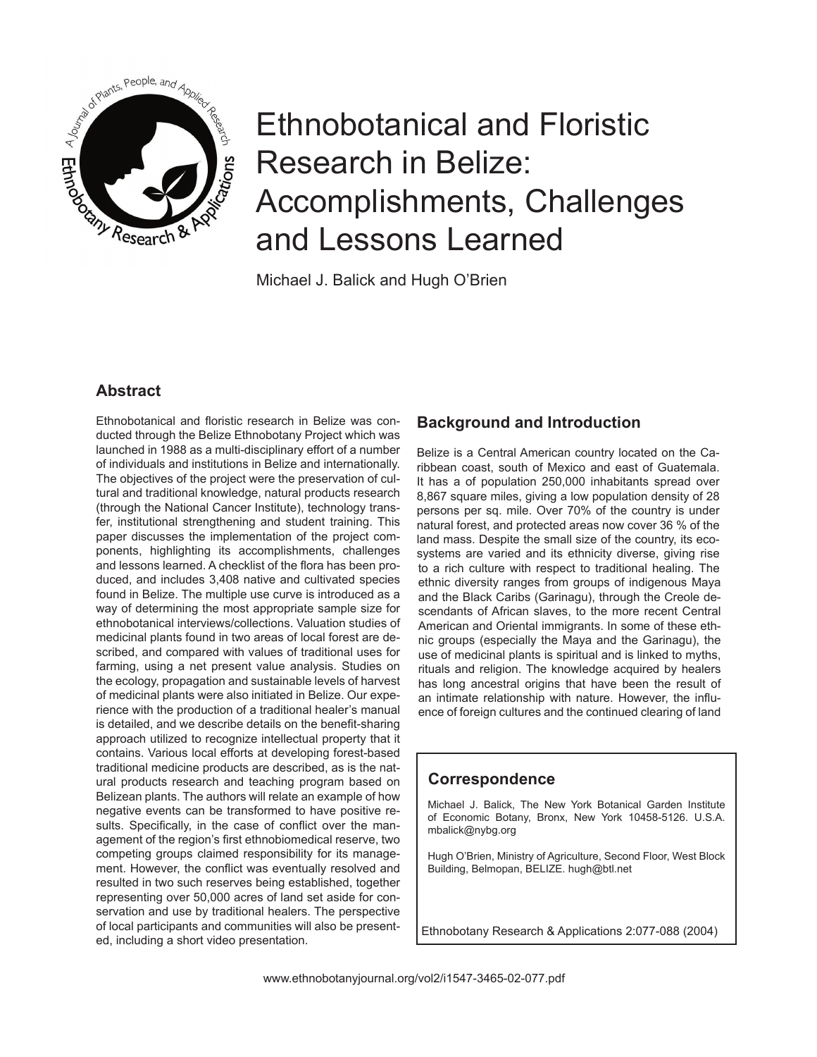# Ethnobotanical and Floristic Research in Belize: Accomplishments, Challenges and Lessons Learned

Michael J. Balick and Hugh O'Brien

## Abstract

Ethnobotanical and floristic research in Belize was conducted through the Belize Ethnobotany Project which was launched in 1988 as a multi-disciplinary effort of a number of individuals and institutions in Belize and internationally. The objectives of the project were the preservation of cultural and traditional knowledge, natural products research (through the National Cancer Institute), technology transfer, institutional strengthening and student training. This paper discusses the implementation of the project components, highlighting its accomplishments, challenges and lessons learned. A checklist of the flora has been produced, and includes 3,408 native and cultivated species found in Belize. The multiple use curve is introduced as a way of determining the most appropriate sample size for ethnobotanical interviews/collections. Valuation studies of medicinal plants found in two areas of local forest are described, and compared with values of traditional uses for farming, using a net present value analysis. Studies on the ecology, propagation and sustainable levels of harvest of medicinal plants were also initiated in Belize. Our experience with the production of a traditional healer's manual is detailed, and we describe details on the benefit-sharing approach utilized to recognize intellectual property that it contains. Various local efforts at developing forest-based traditional medicine products are described, as is the natural products research and teaching program based on Belizean plants. The authors will relate an example of how negative events can be transformed to have positive results. Specifically, in the case of conflict over the management of the region's first ethnobiomedical reserve, two competing groups claimed responsibility for its management. However, the conflict was eventually resolved and resulted in two such reserves being established, together representing over 50,000 acres of land set aside for conservation and use by traditional healers. The perspective of local participants and communities will also be presented, including a short video presentation.

## Background and Introduction

Belize is a Central American country located on the Caribbean coast, south of Mexico and east of Guatemala. It has a of population 250,000 inhabitants spread over 8,867 square miles, giving a low population density of 28 persons per sq. mile. Over 70% of the country is under natural forest, and protected areas now cover 36 % of the land mass. Despite the small size of the country, its ecosystems are varied and its ethnicity diverse, giving rise to a rich culture with respect to traditional healing. The ethnic diversity ranges from groups of indigenous Maya and the Black Caribs (Garinagu), through the Creole descendants of African slaves, to the more recent Central American and Oriental immigrants. In some of these ethnic groups (especially the Maya and the Garinagu), the use of medicinal plants is spiritual and is linked to myths, rituals and religion. The knowledge acquired by healers has long ancestral origins that have been the result of an intimate relationship with nature. However, the influence of foreign cultures and the continued clearing of land

## Correspondence

Michael J. Balick, The New York Botanical Garden Institute of Economic Botany, Bronx, New York 10458-5126. U.S.A. mbalick@nybg.org

Hugh O'Brien, Ministry of Agriculture, Second Floor, West Block Building, Belmopan, BELIZE. hugh@btl.net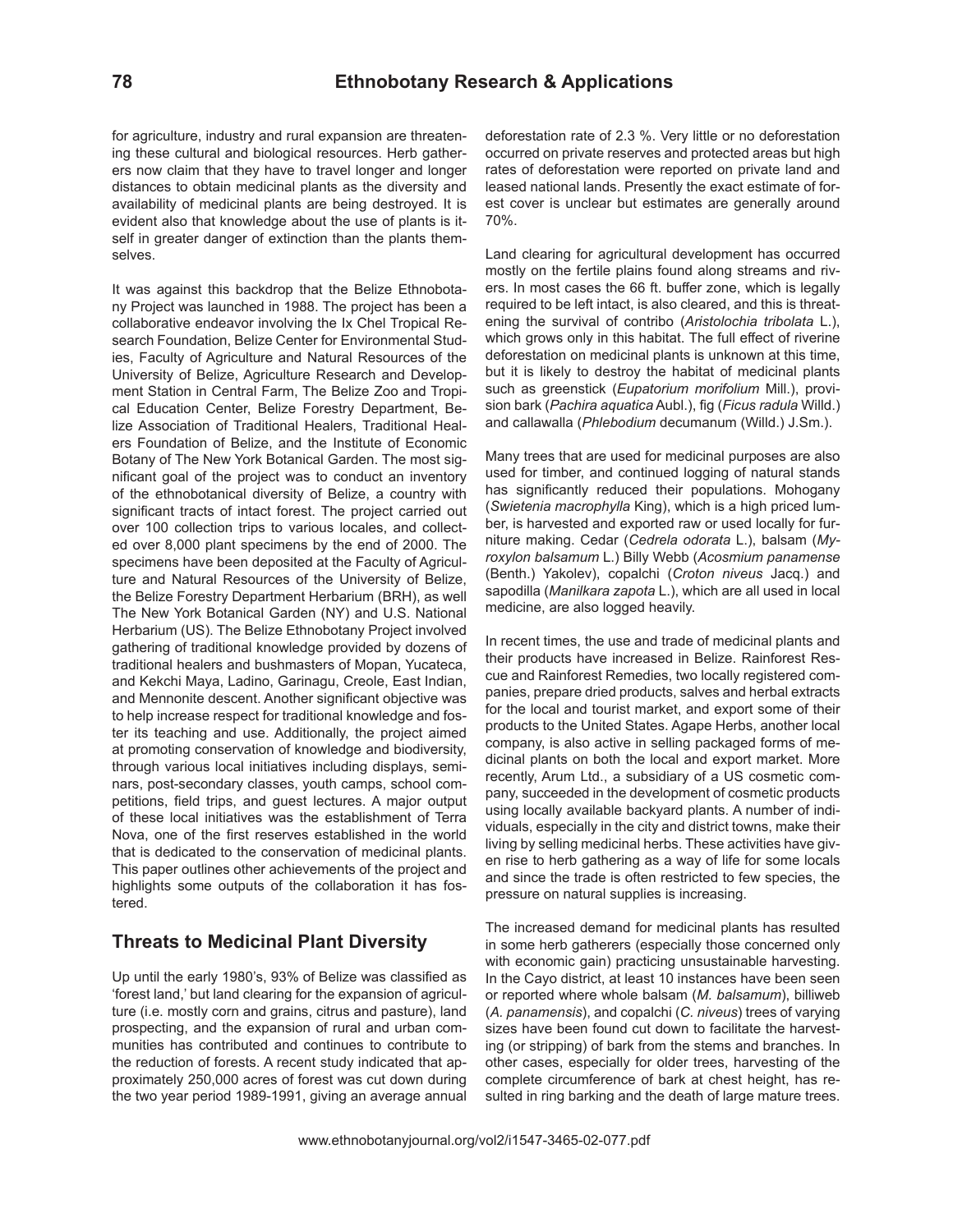for agriculture, industry and rural expansion are threatening these cultural and biological resources. Herb gatherers now claim that they have to travel longer and longer distances to obtain medicinal plants as the diversity and availability of medicinal plants are being destroyed. It is evident also that knowledge about the use of plants is itself in greater danger of extinction than the plants themselves.

It was against this backdrop that the Belize Ethnobotany Project was launched in 1988. The project has been a collaborative endeavor involving the Ix Chel Tropical Research Foundation, Belize Center for Environmental Studies, Faculty of Agriculture and Natural Resources of the University of Belize, Agriculture Research and Development Station in Central Farm, The Belize Zoo and Tropical Education Center, Belize Forestry Department, Belize Association of Traditional Healers, Traditional Healers Foundation of Belize, and the Institute of Economic Botany of The New York Botanical Garden. The most significant goal of the project was to conduct an inventory of the ethnobotanical diversity of Belize, a country with significant tracts of intact forest. The project carried out over 100 collection trips to various locales, and collected over 8,000 plant specimens by the end of 2000. The specimens have been deposited at the Faculty of Agriculture and Natural Resources of the University of Belize, the Belize Forestry Department Herbarium (BRH), as well The New York Botanical Garden (NY) and U.S. National Herbarium (US). The Belize Ethnobotany Project involved gathering of traditional knowledge provided by dozens of traditional healers and bushmasters of Mopan, Yucateca, and Kekchi Maya, Ladino, Garinagu, Creole, East Indian, and Mennonite descent. Another significant objective was to help increase respect for traditional knowledge and foster its teaching and use. Additionally, the project aimed at promoting conservation of knowledge and biodiversity, through various local initiatives including displays, seminars, post-secondary classes, youth camps, school competitions, field trips, and guest lectures. A major output of these local initiatives was the establishment of Terra Nova, one of the first reserves established in the world that is dedicated to the conservation of medicinal plants. This paper outlines other achievements of the project and highlights some outputs of the collaboration it has fostered.

## Threats to Medicinal Plant Diversity

Up until the early 1980's, 93% of Belize was classified as 'forest land,' but land clearing for the expansion of agriculture (i.e. mostly corn and grains, citrus and pasture), land prospecting, and the expansion of rural and urban communities has contributed and continues to contribute to the reduction of forests. A recent study indicated that approximately 250,000 acres of forest was cut down during the two year period 1989-1991, giving an average annual deforestation rate of 2.3 %. Very little or no deforestation occurred on private reserves and protected areas but high rates of deforestation were reported on private land and leased national lands. Presently the exact estimate of forest cover is unclear but estimates are generally around 70%.

Land clearing for agricultural development has occurred mostly on the fertile plains found along streams and rivers. In most cases the 66 ft. buffer zone, which is legally required to be left intact, is also cleared, and this is threatening the survival of contribo (*Aristolochia tribolata* L.), which grows only in this habitat. The full effect of riverine deforestation on medicinal plants is unknown at this time, but it is likely to destroy the habitat of medicinal plants such as greenstick (*Eupatorium morifolium* Mill.), provision bark (*Pachira aquatica* Aubl.), fig (*Ficus radula* Willd.) and callawalla (*Phlebodium* decumanum (Willd.) J.Sm.).

Many trees that are used for medicinal purposes are also used for timber, and continued logging of natural stands has significantly reduced their populations. Mohogany (*Swietenia macrophylla* King), which is a high priced lumber, is harvested and exported raw or used locally for furniture making. Cedar (*Cedrela odorata* L.), balsam (*Myroxylon balsamum* L.) Billy Webb (*Acosmium panamense* (Benth.) Yakolev), copalchi (*Croton niveus* Jacq.) and sapodilla (*Manilkara zapota* L.), which are all used in local medicine, are also logged heavily.

In recent times, the use and trade of medicinal plants and their products have increased in Belize. Rainforest Rescue and Rainforest Remedies, two locally registered companies, prepare dried products, salves and herbal extracts for the local and tourist market, and export some of their products to the United States. Agape Herbs, another local company, is also active in selling packaged forms of medicinal plants on both the local and export market. More recently, Arum Ltd., a subsidiary of a US cosmetic company, succeeded in the development of cosmetic products using locally available backyard plants. A number of individuals, especially in the city and district towns, make their living by selling medicinal herbs. These activities have given rise to herb gathering as a way of life for some locals and since the trade is often restricted to few species, the pressure on natural supplies is increasing.

The increased demand for medicinal plants has resulted in some herb gatherers (especially those concerned only with economic gain) practicing unsustainable harvesting. In the Cayo district, at least 10 instances have been seen or reported where whole balsam (*M. balsamum*), billiweb (*A. panamensis*), and copalchi (*C. niveus*) trees of varying sizes have been found cut down to facilitate the harvesting (or stripping) of bark from the stems and branches. In other cases, especially for older trees, harvesting of the complete circumference of bark at chest height, has resulted in ring barking and the death of large mature trees.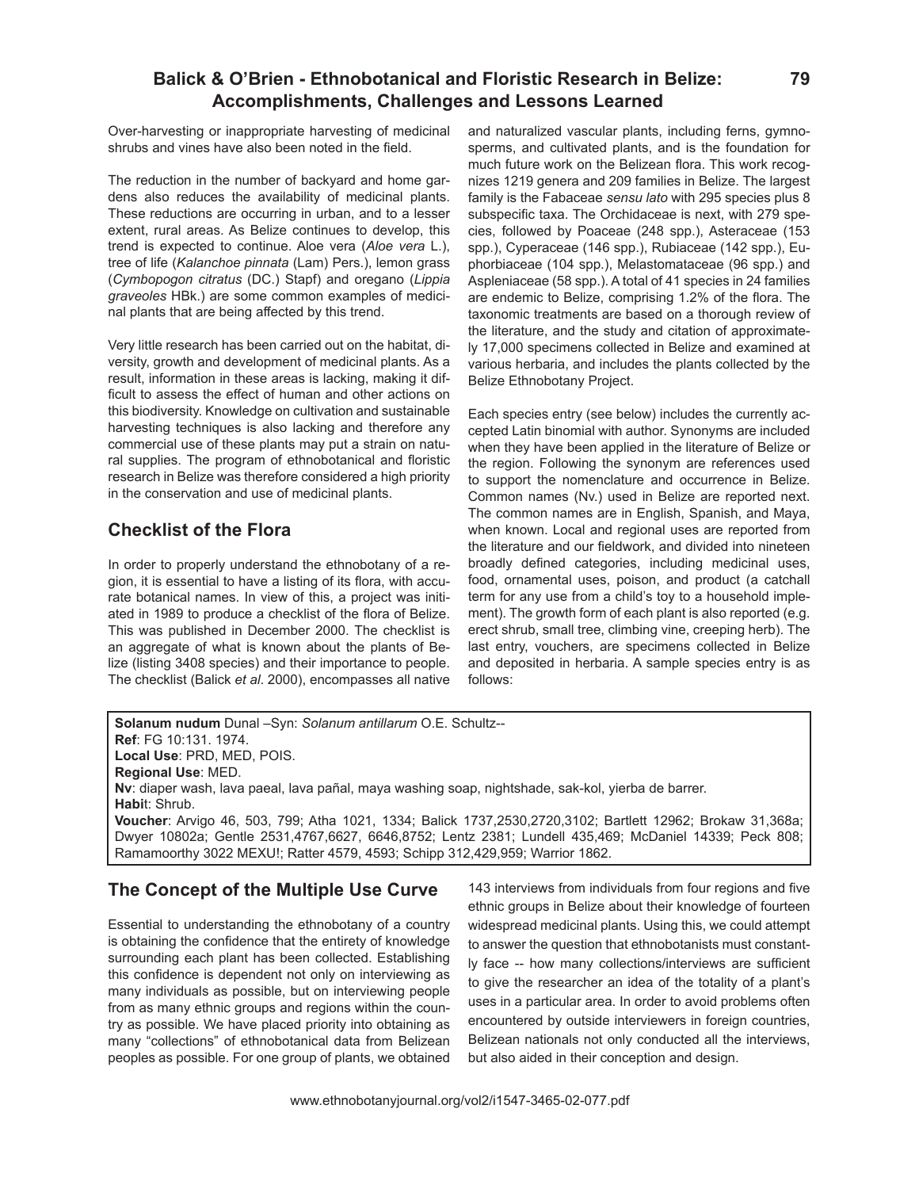Over-harvesting or inappropriate harvesting of medicinal shrubs and vines have also been noted in the field.

The reduction in the number of backyard and home gardens also reduces the availability of medicinal plants. These reductions are occurring in urban, and to a lesser extent, rural areas. As Belize continues to develop, this trend is expected to continue. Aloe vera (*Aloe vera* L.), tree of life (*Kalanchoe pinnata* (Lam) Pers.), lemon grass (*Cymbopogon citratus* (DC.) Stapf) and oregano (*Lippia graveoles* HBk.) are some common examples of medicinal plants that are being affected by this trend.

Very little research has been carried out on the habitat, diversity, growth and development of medicinal plants. As a result, information in these areas is lacking, making it difficult to assess the effect of human and other actions on this biodiversity. Knowledge on cultivation and sustainable harvesting techniques is also lacking and therefore any commercial use of these plants may put a strain on natural supplies. The program of ethnobotanical and floristic research in Belize was therefore considered a high priority in the conservation and use of medicinal plants.

## Checklist of the Flora

In order to properly understand the ethnobotany of a region, it is essential to have a listing of its flora, with accurate botanical names. In view of this, a project was initiated in 1989 to produce a checklist of the flora of Belize. This was published in December 2000. The checklist is an aggregate of what is known about the plants of Belize (listing 3408 species) and their importance to people. The checklist (Balick *et al*. 2000), encompasses all native and naturalized vascular plants, including ferns, gymnosperms, and cultivated plants, and is the foundation for much future work on the Belizean flora. This work recognizes 1219 genera and 209 families in Belize. The largest family is the Fabaceae *sensu lato* with 295 species plus 8 subspecific taxa. The Orchidaceae is next, with 279 species, followed by Poaceae (248 spp.), Asteraceae (153 spp.), Cyperaceae (146 spp.), Rubiaceae (142 spp.), Euphorbiaceae (104 spp.), Melastomataceae (96 spp.) and Aspleniaceae (58 spp.). A total of 41 species in 24 families are endemic to Belize, comprising 1.2% of the flora. The taxonomic treatments are based on a thorough review of the literature, and the study and citation of approximately 17,000 specimens collected in Belize and examined at various herbaria, and includes the plants collected by the Belize Ethnobotany Project.

Each species entry (see below) includes the currently accepted Latin binomial with author. Synonyms are included when they have been applied in the literature of Belize or the region. Following the synonym are references used to support the nomenclature and occurrence in Belize. Common names (Nv.) used in Belize are reported next. The common names are in English, Spanish, and Maya, when known. Local and regional uses are reported from the literature and our fieldwork, and divided into nineteen broadly defined categories, including medicinal uses, food, ornamental uses, poison, and product (a catchall term for any use from a child's toy to a household implement). The growth form of each plant is also reported (e.g. erect shrub, small tree, climbing vine, creeping herb). The last entry, vouchers, are specimens collected in Belize and deposited in herbaria. A sample species entry is as follows:

> **Solanum nudum** Dunal –Syn: *Solanum antillarum* O.E. Schultz--
> **Ref**: FG 10:131. 1974.
> **Local Use**: PRD, MED, POIS.
> **Regional Use**: MED.
> **Nv**: diaper wash, lava paeal, lava pañal, maya washing soap, nightshade, sak-kol, yierba de barrer.
> **Habit**: Shrub.
> **Voucher**: Arvigo 46, 503, 799; Atha 1021, 1334; Balick 1737,2530,2720,3102; Bartlett 12962; Brokaw 31,368a; Dwyer 10802a; Gentle 2531,4767,6627, 6646,8752; Lentz 2381; Lundell 435,469; McDaniel 14339; Peck 808; Ramamoorthy 3022 MEXU!; Ratter 4579, 4593; Schipp 312,429,959; Warrior 1862.

## The Concept of the Multiple Use Curve

Essential to understanding the ethnobotany of a country is obtaining the confidence that the entirety of knowledge surrounding each plant has been collected. Establishing this confidence is dependent not only on interviewing as many individuals as possible, but on interviewing people from as many ethnic groups and regions within the country as possible. We have placed priority into obtaining as many "collections" of ethnobotanical data from Belizean peoples as possible. For one group of plants, we obtained 143 interviews from individuals from four regions and five ethnic groups in Belize about their knowledge of fourteen widespread medicinal plants. Using this, we could attempt to answer the question that ethnobotanists must constantly face -- how many collections/interviews are sufficient to give the researcher an idea of the totality of a plant's uses in a particular area. In order to avoid problems often encountered by outside interviewers in foreign countries, Belizean nationals not only conducted all the interviews, but also aided in their conception and design.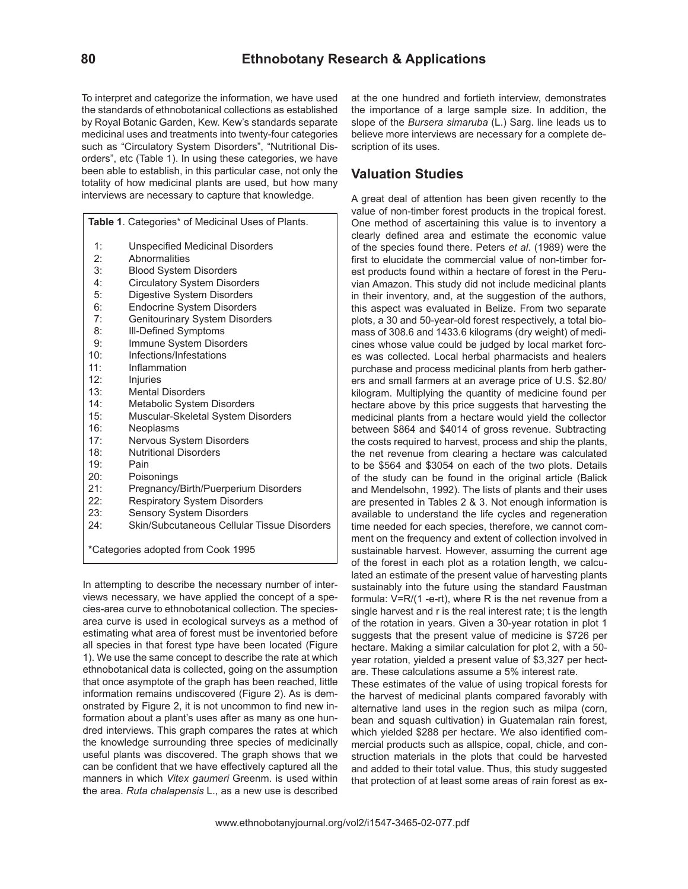To interpret and categorize the information, we have used the standards of ethnobotanical collections as established by Royal Botanic Garden, Kew. Kew's standards separate medicinal uses and treatments into twenty-four categories such as "Circulatory System Disorders", "Nutritional Disorders", etc (Table 1). In using these categories, we have been able to establish, in this particular case, not only the totality of how medicinal plants are used, but how many interviews are necessary to capture that knowledge.

**Table 1**. Categories* of Medicinal Uses of Plants.

| | |
|---|---|
| 1: | Unspecified Medicinal Disorders |
| 2: | Abnormalities |
| 3: | Blood System Disorders |
| 4: | Circulatory System Disorders |
| 5: | Digestive System Disorders |
| 6: | Endocrine System Disorders |
| 7: | Genitourinary System Disorders |
| 8: | Ill-Defined Symptoms |
| 9: | Immune System Disorders |
| 10: | Infections/Infestations |
| 11: | Inflammation |
| 12: | Injuries |
| 13: | Mental Disorders |
| 14: | Metabolic System Disorders |
| 15: | Muscular-Skeletal System Disorders |
| 16: | Neoplasms |
| 17: | Nervous System Disorders |
| 18: | Nutritional Disorders |
| 19: | Pain |
| 20: | Poisonings |
| 21: | Pregnancy/Birth/Puerperium Disorders |
| 22: | Respiratory System Disorders |
| 23: | Sensory System Disorders |
| 24: | Skin/Subcutaneous Cellular Tissue Disorders |

*Categories adopted from Cook 1995

In attempting to describe the necessary number of interviews necessary, we have applied the concept of a species-area curve to ethnobotanical collection. The species-area curve is used in ecological surveys as a method of estimating what area of forest must be inventoried before all species in that forest type have been located (Figure 1). We use the same concept to describe the rate at which ethnobotanical data is collected, going on the assumption that once asymptote of the graph has been reached, little information remains undiscovered (Figure 2). As is demonstrated by Figure 2, it is not uncommon to find new information about a plant's uses after as many as one hundred interviews. This graph compares the rates at which the knowledge surrounding three species of medicinally useful plants was discovered. The graph shows that we can be confident that we have effectively captured all the manners in which *Vitex gaumeri* Greenm. is used within the area. *Ruta chalapensis* L., as a new use is described at the one hundred and fortieth interview, demonstrates the importance of a large sample size. In addition, the slope of the *Bursera simaruba* (L.) Sarg. line leads us to believe more interviews are necessary for a complete description of its uses.

## Valuation Studies

A great deal of attention has been given recently to the value of non-timber forest products in the tropical forest. One method of ascertaining this value is to inventory a clearly defined area and estimate the economic value of the species found there. Peters *et al*. (1989) were the first to elucidate the commercial value of non-timber forest products found within a hectare of forest in the Peruvian Amazon. This study did not include medicinal plants in their inventory, and, at the suggestion of the authors, this aspect was evaluated in Belize. From two separate plots, a 30 and 50-year-old forest respectively, a total biomass of 308.6 and 1433.6 kilograms (dry weight) of medicines whose value could be judged by local market forces was collected. Local herbal pharmacists and healers purchase and process medicinal plants from herb gatherers and small farmers at an average price of U.S. $2.80/kilogram. Multiplying the quantity of medicine found per hectare above by this price suggests that harvesting the medicinal plants from a hectare would yield the collector between $864 and $4014 of gross revenue. Subtracting the costs required to harvest, process and ship the plants, the net revenue from clearing a hectare was calculated to be $564 and $3054 on each of the two plots. Details of the study can be found in the original article (Balick and Mendelsohn, 1992). The lists of plants and their uses are presented in Tables 2 & 3. Not enough information is available to understand the life cycles and regeneration time needed for each species, therefore, we cannot comment on the frequency and extent of collection involved in sustainable harvest. However, assuming the current age of the forest in each plot as a rotation length, we calculated an estimate of the present value of harvesting plants sustainably into the future using the standard Faustman formula: $V=R/(1-e^{-rt})$, where R is the net revenue from a single harvest and r is the real interest rate; t is the length of the rotation in years. Given a 30-year rotation in plot 1 suggests that the present value of medicine is $726 per hectare. Making a similar calculation for plot 2, with a 50-year rotation, yielded a present value of $3,327 per hectare. These calculations assume a 5% interest rate.

These estimates of the value of using tropical forests for the harvest of medicinal plants compared favorably with alternative land uses in the region such as milpa (corn, bean and squash cultivation) in Guatemalan rain forest, which yielded $288 per hectare. We also identified commercial products such as allspice, copal, chicle, and construction materials in the plots that could be harvested and added to their total value. Thus, this study suggested that protection of at least some areas of rain forest as ex-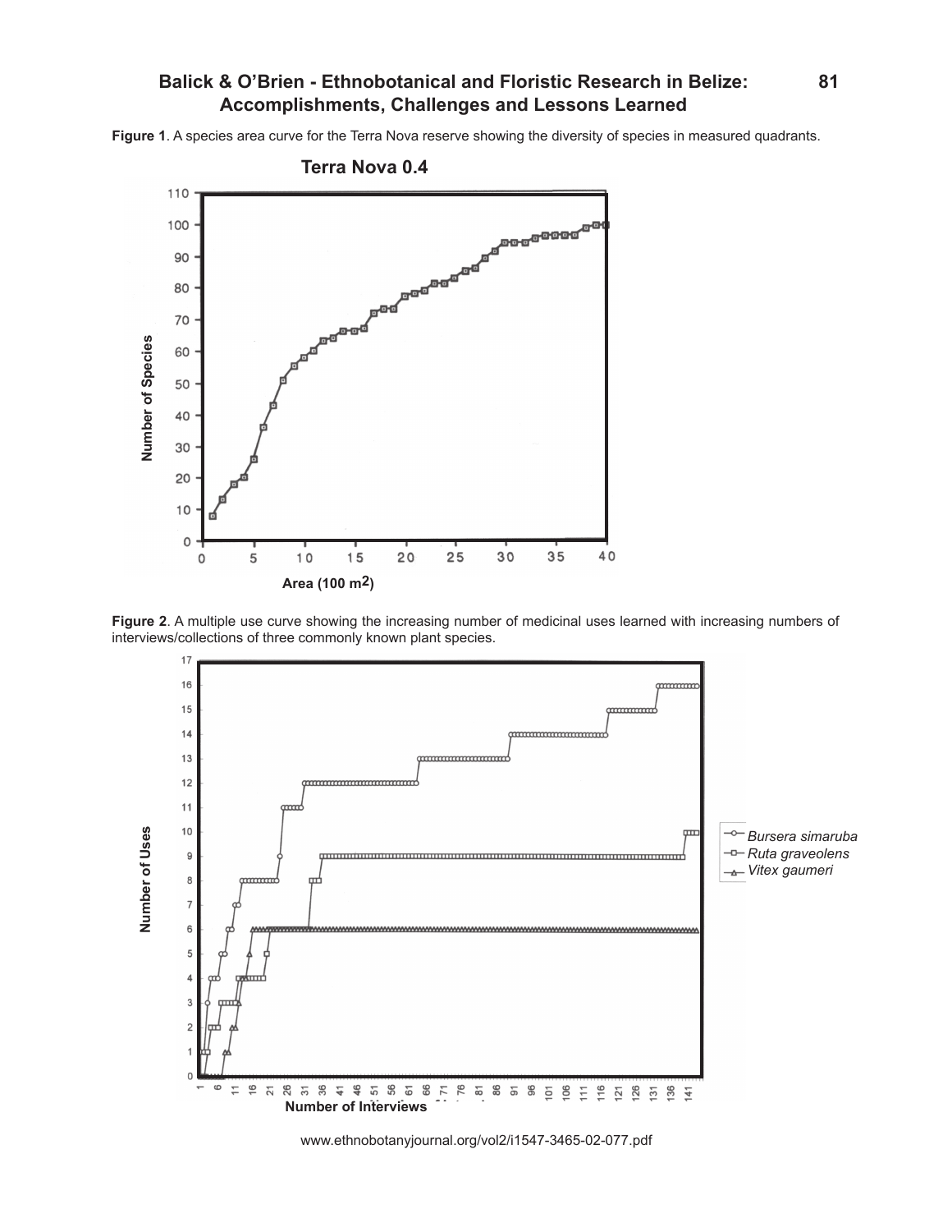**Figure 1**. A species area curve for the Terra Nova reserve showing the diversity of species in measured quadrants.

**Figure 2**. A multiple use curve showing the increasing number of medicinal uses learned with increasing numbers of interviews/collections of three commonly known plant species.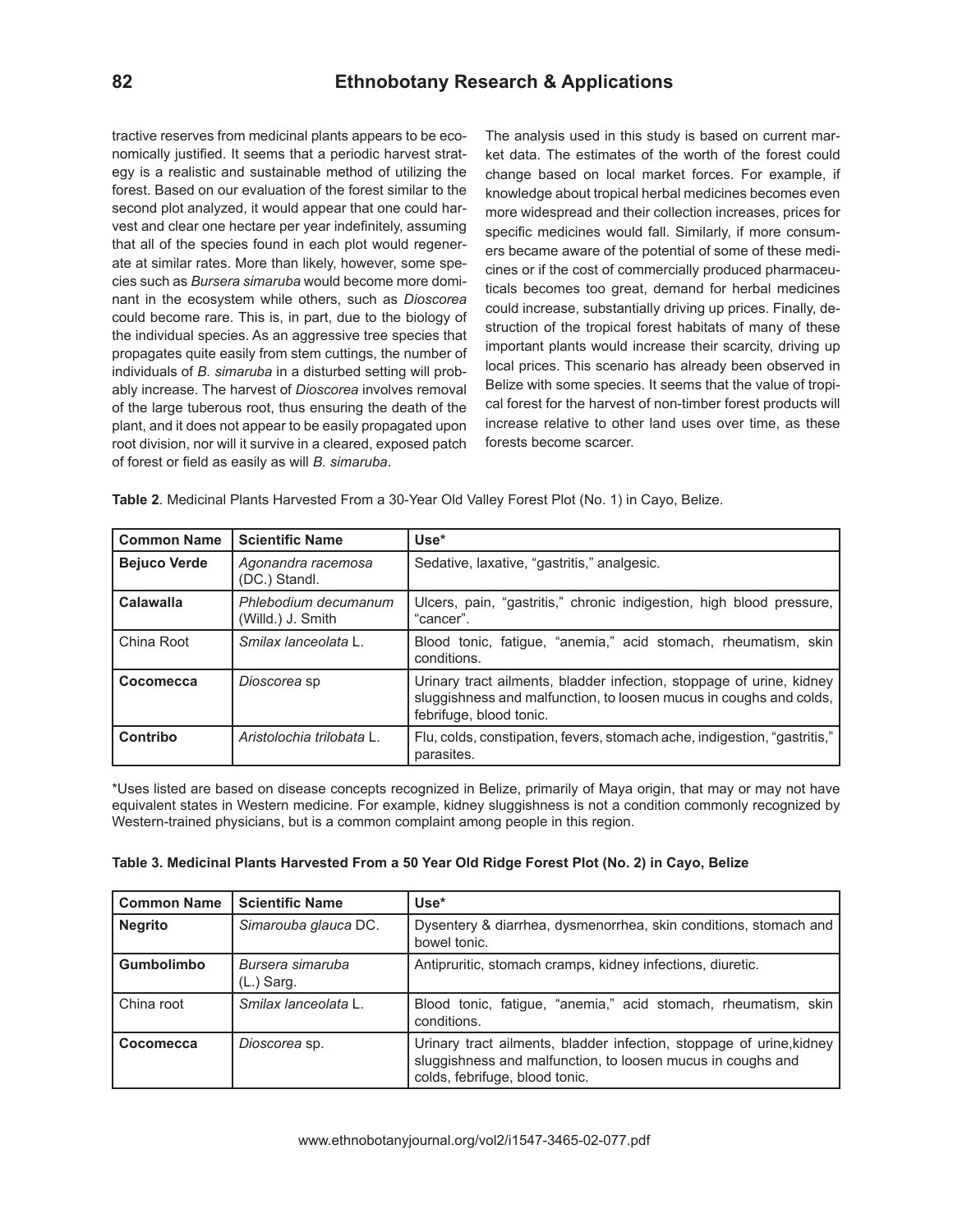tractive reserves from medicinal plants appears to be economically justified. It seems that a periodic harvest strategy is a realistic and sustainable method of utilizing the forest. Based on our evaluation of the forest similar to the second plot analyzed, it would appear that one could harvest and clear one hectare per year indefinitely, assuming that all of the species found in each plot would regenerate at similar rates. More than likely, however, some species such as *Bursera simaruba* would become more dominant in the ecosystem while others, such as *Dioscorea* could become rare. This is, in part, due to the biology of the individual species. As an aggressive tree species that propagates quite easily from stem cuttings, the number of individuals of *B. simaruba* in a disturbed setting will probably increase. The harvest of *Dioscorea* involves removal of the large tuberous root, thus ensuring the death of the plant, and it does not appear to be easily propagated upon root division, nor will it survive in a cleared, exposed patch of forest or field as easily as will *B. simaruba*.

The analysis used in this study is based on current market data. The estimates of the worth of the forest could change based on local market forces. For example, if knowledge about tropical herbal medicines becomes even more widespread and their collection increases, prices for specific medicines would fall. Similarly, if more consumers became aware of the potential of some of these medicines or if the cost of commercially produced pharmaceuticals becomes too great, demand for herbal medicines could increase, substantially driving up prices. Finally, destruction of the tropical forest habitats of many of these important plants would increase their scarcity, driving up local prices. This scenario has already been observed in Belize with some species. It seems that the value of tropical forest for the harvest of non-timber forest products will increase relative to other land uses over time, as these forests become scarcer.

**Table 2**. Medicinal Plants Harvested From a 30-Year Old Valley Forest Plot (No. 1) in Cayo, Belize.

| Common Name | Scientific Name | Use* |
|---|---|---|
| **Bejuco Verde** | *Agonandra racemosa* (DC.) Standl. | Sedative, laxative, "gastritis," analgesic. |
| **Calawalla** | *Phlebodium decumanum* (Willd.) J. Smith | Ulcers, pain, "gastritis," chronic indigestion, high blood pressure, "cancer". |
| China Root | *Smilax lanceolata* L. | Blood tonic, fatigue, "anemia," acid stomach, rheumatism, skin conditions. |
| **Cocomecca** | *Dioscorea* sp | Urinary tract ailments, bladder infection, stoppage of urine, kidney sluggishness and malfunction, to loosen mucus in coughs and colds, febrifuge, blood tonic. |
| **Contribo** | *Aristolochia trilobata* L. | Flu, colds, constipation, fevers, stomach ache, indigestion, "gastritis," parasites. |

*Uses listed are based on disease concepts recognized in Belize, primarily of Maya origin, that may or may not have equivalent states in Western medicine. For example, kidney sluggishness is not a condition commonly recognized by Western-trained physicians, but is a common complaint among people in this region.

**Table 3. Medicinal Plants Harvested From a 50 Year Old Ridge Forest Plot (No. 2) in Cayo, Belize**

| Common Name | Scientific Name | Use* |
|---|---|---|
| **Negrito** | *Simarouba glauca* DC. | Dysentery & diarrhea, dysmenorrhea, skin conditions, stomach and bowel tonic. |
| **Gumbolimbo** | *Bursera simaruba* (L.) Sarg. | Antipruritic, stomach cramps, kidney infections, diuretic. |
| China root | *Smilax lanceolata* L. | Blood tonic, fatigue, "anemia," acid stomach, rheumatism, skin conditions. |
| **Cocomecca** | *Dioscorea* sp. | Urinary tract ailments, bladder infection, stoppage of urine,kidney sluggishness and malfunction, to loosen mucus in coughs and colds, febrifuge, blood tonic. |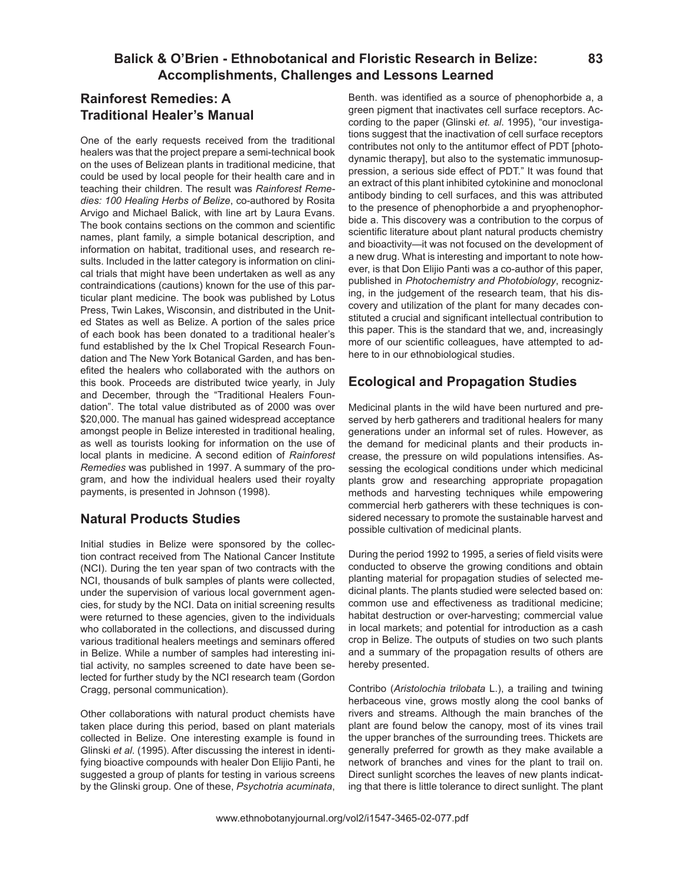## Rainforest Remedies: A Traditional Healer's Manual

One of the early requests received from the traditional healers was that the project prepare a semi-technical book on the uses of Belizean plants in traditional medicine, that could be used by local people for their health care and in teaching their children. The result was *Rainforest Remedies: 100 Healing Herbs of Belize*, co-authored by Rosita Arvigo and Michael Balick, with line art by Laura Evans. The book contains sections on the common and scientific names, plant family, a simple botanical description, and information on habitat, traditional uses, and research results. Included in the latter category is information on clinical trials that might have been undertaken as well as any contraindications (cautions) known for the use of this particular plant medicine. The book was published by Lotus Press, Twin Lakes, Wisconsin, and distributed in the United States as well as Belize. A portion of the sales price of each book has been donated to a traditional healer's fund established by the Ix Chel Tropical Research Foundation and The New York Botanical Garden, and has benefited the healers who collaborated with the authors on this book. Proceeds are distributed twice yearly, in July and December, through the "Traditional Healers Foundation". The total value distributed as of 2000 was over $20,000. The manual has gained widespread acceptance amongst people in Belize interested in traditional healing, as well as tourists looking for information on the use of local plants in medicine. A second edition of *Rainforest Remedies* was published in 1997. A summary of the program, and how the individual healers used their royalty payments, is presented in Johnson (1998).

## Natural Products Studies

Initial studies in Belize were sponsored by the collection contract received from The National Cancer Institute (NCI). During the ten year span of two contracts with the NCI, thousands of bulk samples of plants were collected, under the supervision of various local government agencies, for study by the NCI. Data on initial screening results were returned to these agencies, given to the individuals who collaborated in the collections, and discussed during various traditional healers meetings and seminars offered in Belize. While a number of samples had interesting initial activity, no samples screened to date have been selected for further study by the NCI research team (Gordon Cragg, personal communication).

Other collaborations with natural product chemists have taken place during this period, based on plant materials collected in Belize. One interesting example is found in Glinski *et al*. (1995). After discussing the interest in identifying bioactive compounds with healer Don Elijio Panti, he suggested a group of plants for testing in various screens by the Glinski group. One of these, *Psychotria acuminata*, Benth. was identified as a source of phenophorbide a, a green pigment that inactivates cell surface receptors. According to the paper (Glinski *et. al*. 1995), "our investigations suggest that the inactivation of cell surface receptors contributes not only to the antitumor effect of PDT [photodynamic therapy], but also to the systematic immunosuppression, a serious side effect of PDT." It was found that an extract of this plant inhibited cytokinine and monoclonal antibody binding to cell surfaces, and this was attributed to the presence of phenophorbide a and pryophenophorbide a. This discovery was a contribution to the corpus of scientific literature about plant natural products chemistry and bioactivity—it was not focused on the development of a new drug. What is interesting and important to note however, is that Don Elijio Panti was a co-author of this paper, published in *Photochemistry and Photobiology*, recognizing, in the judgement of the research team, that his discovery and utilization of the plant for many decades constituted a crucial and significant intellectual contribution to this paper. This is the standard that we, and, increasingly more of our scientific colleagues, have attempted to adhere to in our ethnobiological studies.

## Ecological and Propagation Studies

Medicinal plants in the wild have been nurtured and preserved by herb gatherers and traditional healers for many generations under an informal set of rules. However, as the demand for medicinal plants and their products increase, the pressure on wild populations intensifies. Assessing the ecological conditions under which medicinal plants grow and researching appropriate propagation methods and harvesting techniques while empowering commercial herb gatherers with these techniques is considered necessary to promote the sustainable harvest and possible cultivation of medicinal plants.

During the period 1992 to 1995, a series of field visits were conducted to observe the growing conditions and obtain planting material for propagation studies of selected medicinal plants. The plants studied were selected based on: common use and effectiveness as traditional medicine; habitat destruction or over-harvesting; commercial value in local markets; and potential for introduction as a cash crop in Belize. The outputs of studies on two such plants and a summary of the propagation results of others are hereby presented.

Contribo (*Aristolochia trilobata* L.), a trailing and twining herbaceous vine, grows mostly along the cool banks of rivers and streams. Although the main branches of the plant are found below the canopy, most of its vines trail the upper branches of the surrounding trees. Thickets are generally preferred for growth as they make available a network of branches and vines for the plant to trail on. Direct sunlight scorches the leaves of new plants indicating that there is little tolerance to direct sunlight. The plant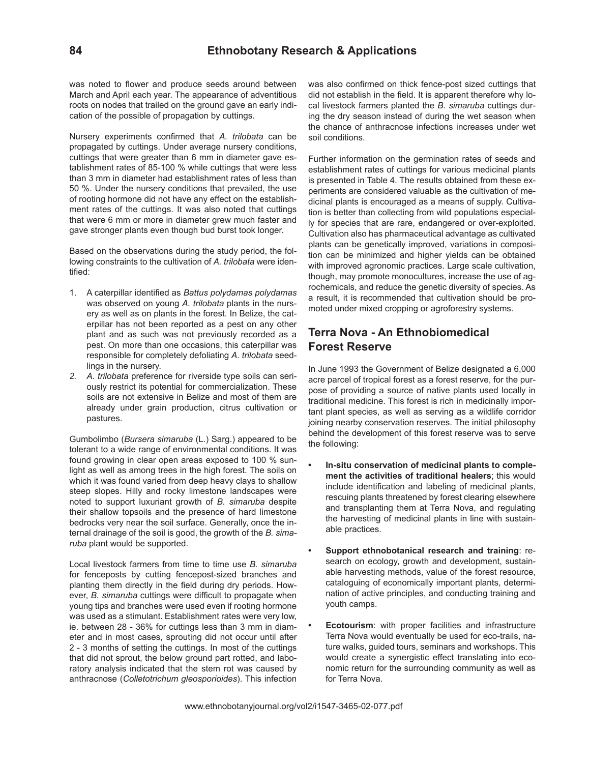was noted to flower and produce seeds around between March and April each year. The appearance of adventitious roots on nodes that trailed on the ground gave an early indication of the possible of propagation by cuttings.

Nursery experiments confirmed that *A. trilobata* can be propagated by cuttings. Under average nursery conditions, cuttings that were greater than 6 mm in diameter gave establishment rates of 85-100 % while cuttings that were less than 3 mm in diameter had establishment rates of less than 50 %. Under the nursery conditions that prevailed, the use of rooting hormone did not have any effect on the establishment rates of the cuttings. It was also noted that cuttings that were 6 mm or more in diameter grew much faster and gave stronger plants even though bud burst took longer.

Based on the observations during the study period, the following constraints to the cultivation of *A. trilobata* were identified:

1. A caterpillar identified as *Battus polydamas polydamas* was observed on young *A. trilobata* plants in the nursery as well as on plants in the forest. In Belize, the caterpillar has not been reported as a pest on any other plant and as such was not previously recorded as a pest. On more than one occasions, this caterpillar was responsible for completely defoliating *A. trilobata* seedlings in the nursery.
2. *A. trilobata* preference for riverside type soils can seriously restrict its potential for commercialization. These soils are not extensive in Belize and most of them are already under grain production, citrus cultivation or pastures.

Gumbolimbo (*Bursera simaruba* (L.) Sarg.) appeared to be tolerant to a wide range of environmental conditions. It was found growing in clear open areas exposed to 100 % sunlight as well as among trees in the high forest. The soils on which it was found varied from deep heavy clays to shallow steep slopes. Hilly and rocky limestone landscapes were noted to support luxuriant growth of *B. simaruba* despite their shallow topsoils and the presence of hard limestone bedrocks very near the soil surface. Generally, once the internal drainage of the soil is good, the growth of the *B. simaruba* plant would be supported.

Local livestock farmers from time to time use *B. simaruba* for fenceposts by cutting fencepost-sized branches and planting them directly in the field during dry periods. However, *B. simaruba* cuttings were difficult to propagate when young tips and branches were used even if rooting hormone was used as a stimulant. Establishment rates were very low, ie. between 28 - 36% for cuttings less than 3 mm in diameter and in most cases, sprouting did not occur until after 2 - 3 months of setting the cuttings. In most of the cuttings that did not sprout, the below ground part rotted, and laboratory analysis indicated that the stem rot was caused by anthracnose (*Colletotrichum gleosporioides*). This infection was also confirmed on thick fence-post sized cuttings that did not establish in the field. It is apparent therefore why local livestock farmers planted the *B. simaruba* cuttings during the dry season instead of during the wet season when the chance of anthracnose infections increases under wet soil conditions.

Further information on the germination rates of seeds and establishment rates of cuttings for various medicinal plants is presented in Table 4. The results obtained from these experiments are considered valuable as the cultivation of medicinal plants is encouraged as a means of supply. Cultivation is better than collecting from wild populations especially for species that are rare, endangered or over-exploited. Cultivation also has pharmaceutical advantage as cultivated plants can be genetically improved, variations in composition can be minimized and higher yields can be obtained with improved agronomic practices. Large scale cultivation, though, may promote monocultures, increase the use of agrochemicals, and reduce the genetic diversity of species. As a result, it is recommended that cultivation should be promoted under mixed cropping or agroforestry systems.

## Terra Nova - An Ethnobiomedical Forest Reserve

In June 1993 the Government of Belize designated a 6,000 acre parcel of tropical forest as a forest reserve, for the purpose of providing a source of native plants used locally in traditional medicine. This forest is rich in medicinally important plant species, as well as serving as a wildlife corridor joining nearby conservation reserves. The initial philosophy behind the development of this forest reserve was to serve the following:

- **In-situ conservation of medicinal plants to complement the activities of traditional healers**; this would include identification and labeling of medicinal plants, rescuing plants threatened by forest clearing elsewhere and transplanting them at Terra Nova, and regulating the harvesting of medicinal plants in line with sustainable practices.
- **Support ethnobotanical research and training**: research on ecology, growth and development, sustainable harvesting methods, value of the forest resource, cataloguing of economically important plants, determination of active principles, and conducting training and youth camps.
- **Ecotourism**: with proper facilities and infrastructure Terra Nova would eventually be used for eco-trails, nature walks, guided tours, seminars and workshops. This would create a synergistic effect translating into economic return for the surrounding community as well as for Terra Nova.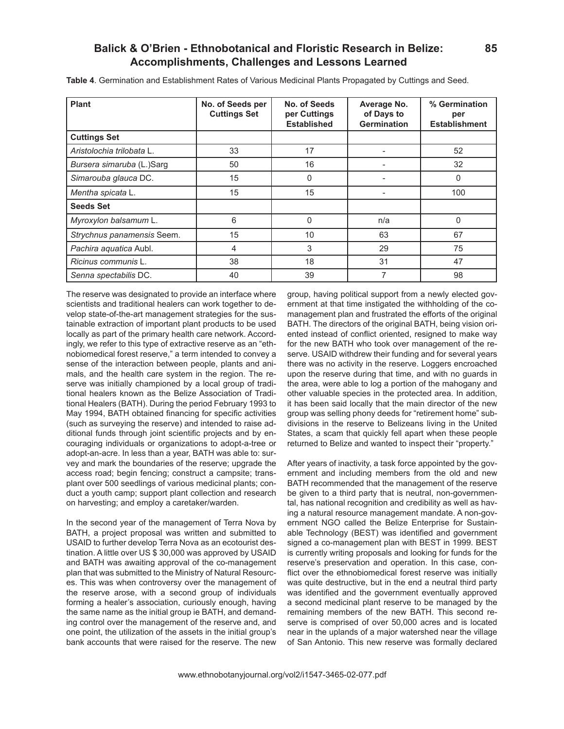**Table 4**. Germination and Establishment Rates of Various Medicinal Plants Propagated by Cuttings and Seed.

| Plant | No. of Seeds per Cuttings Set | No. of Seeds per Cuttings Established | Average No. of Days to Germination | % Germination per Establishment |
|---|---|---|---|---|
| **Cuttings Set** | | | | |
| *Aristolochia trilobata* L. | 33 | 17 | - | 52 |
| *Bursera simaruba* (L.)Sarg | 50 | 16 | - | 32 |
| *Simarouba glauca* DC. | 15 | 0 | - | 0 |
| *Mentha spicata* L. | 15 | 15 | - | 100 |
| **Seeds Set** | | | | |
| *Myroxylon balsamum* L. | 6 | 0 | n/a | 0 |
| *Strychnus panamensis* Seem. | 15 | 10 | 63 | 67 |
| *Pachira aquatica* Aubl. | 4 | 3 | 29 | 75 |
| *Ricinus communis* L. | 38 | 18 | 31 | 47 |
| *Senna spectabilis* DC. | 40 | 39 | 7 | 98 |

The reserve was designated to provide an interface where scientists and traditional healers can work together to develop state-of-the-art management strategies for the sustainable extraction of important plant products to be used locally as part of the primary health care network. Accordingly, we refer to this type of extractive reserve as an "ethnobiomedical forest reserve," a term intended to convey a sense of the interaction between people, plants and animals, and the health care system in the region. The reserve was initially championed by a local group of traditional healers known as the Belize Association of Traditional Healers (BATH). During the period February 1993 to May 1994, BATH obtained financing for specific activities (such as surveying the reserve) and intended to raise additional funds through joint scientific projects and by encouraging individuals or organizations to adopt-a-tree or adopt-an-acre. In less than a year, BATH was able to: survey and mark the boundaries of the reserve; upgrade the access road; begin fencing; construct a campsite; transplant over 500 seedlings of various medicinal plants; conduct a youth camp; support plant collection and research on harvesting; and employ a caretaker/warden.

In the second year of the management of Terra Nova by BATH, a project proposal was written and submitted to USAID to further develop Terra Nova as an ecotourist destination. A little over US $ 30,000 was approved by USAID and BATH was awaiting approval of the co-management plan that was submitted to the Ministry of Natural Resources. This was when controversy over the management of the reserve arose, with a second group of individuals forming a healer's association, curiously enough, having the same name as the initial group ie BATH, and demanding control over the management of the reserve and, and one point, the utilization of the assets in the initial group's bank accounts that were raised for the reserve. The new group, having political support from a newly elected government at that time instigated the withholding of the co-management plan and frustrated the efforts of the original BATH. The directors of the original BATH, being vision oriented instead of conflict oriented, resigned to make way for the new BATH who took over management of the reserve. USAID withdrew their funding and for several years there was no activity in the reserve. Loggers encroached upon the reserve during that time, and with no guards in the area, were able to log a portion of the mahogany and other valuable species in the protected area. In addition, it has been said locally that the main director of the new group was selling phony deeds for "retirement home" subdivisions in the reserve to Belizeans living in the United States, a scam that quickly fell apart when these people returned to Belize and wanted to inspect their "property."

After years of inactivity, a task force appointed by the government and including members from the old and new BATH recommended that the management of the reserve be given to a third party that is neutral, non-governmental, has national recognition and credibility as well as having a natural resource management mandate. A non-government NGO called the Belize Enterprise for Sustainable Technology (BEST) was identified and government signed a co-management plan with BEST in 1999. BEST is currently writing proposals and looking for funds for the reserve's preservation and operation. In this case, conflict over the ethnobiomedical forest reserve was initially was quite destructive, but in the end a neutral third party was identified and the government eventually approved a second medicinal plant reserve to be managed by the remaining members of the new BATH. This second reserve is comprised of over 50,000 acres and is located near in the uplands of a major watershed near the village of San Antonio. This new reserve was formally declared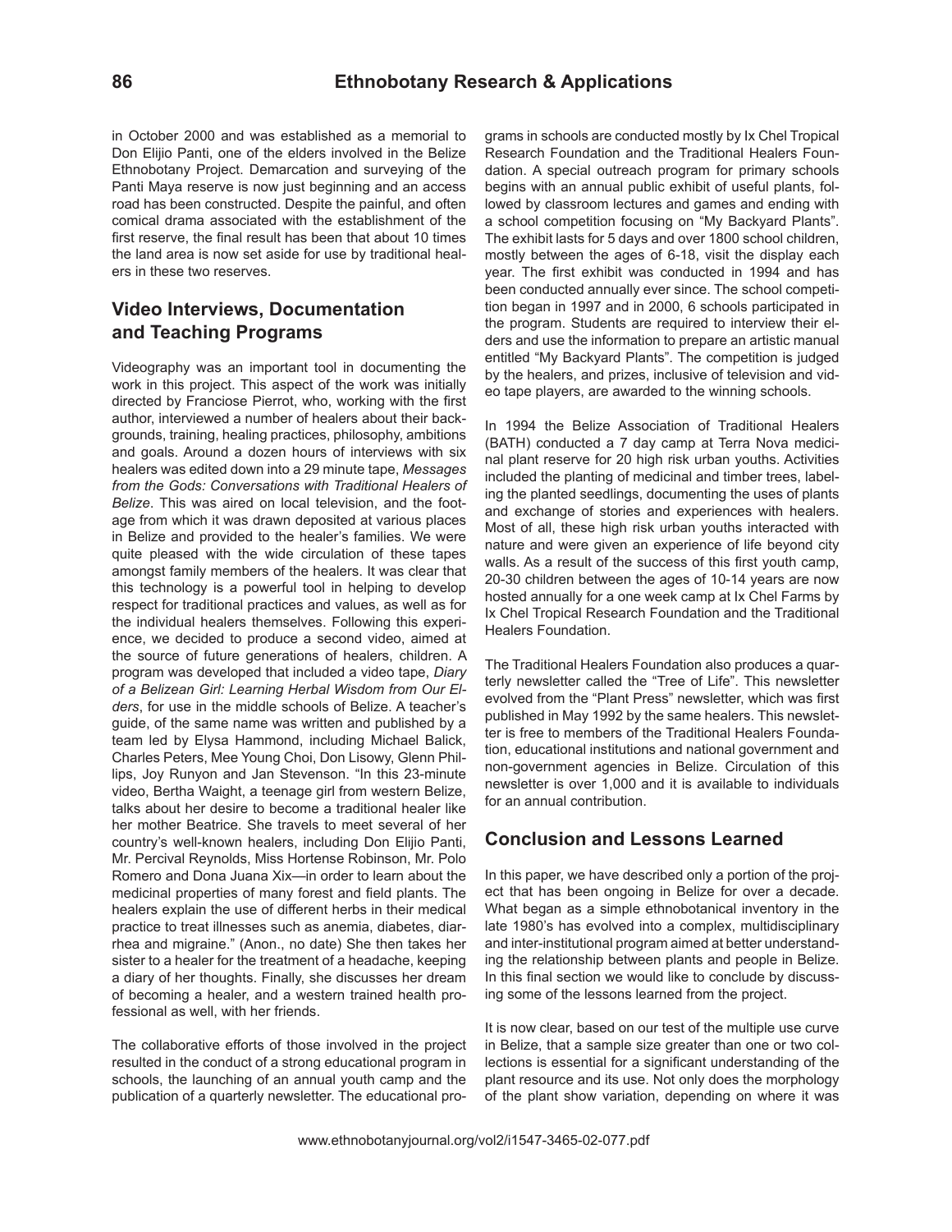in October 2000 and was established as a memorial to Don Elijio Panti, one of the elders involved in the Belize Ethnobotany Project. Demarcation and surveying of the Panti Maya reserve is now just beginning and an access road has been constructed. Despite the painful, and often comical drama associated with the establishment of the first reserve, the final result has been that about 10 times the land area is now set aside for use by traditional healers in these two reserves.

## Video Interviews, Documentation and Teaching Programs

Videography was an important tool in documenting the work in this project. This aspect of the work was initially directed by Franciose Pierrot, who, working with the first author, interviewed a number of healers about their backgrounds, training, healing practices, philosophy, ambitions and goals. Around a dozen hours of interviews with six healers was edited down into a 29 minute tape, *Messages from the Gods: Conversations with Traditional Healers of Belize*. This was aired on local television, and the footage from which it was drawn deposited at various places in Belize and provided to the healer's families. We were quite pleased with the wide circulation of these tapes amongst family members of the healers. It was clear that this technology is a powerful tool in helping to develop respect for traditional practices and values, as well as for the individual healers themselves. Following this experience, we decided to produce a second video, aimed at the source of future generations of healers, children. A program was developed that included a video tape, *Diary of a Belizean Girl: Learning Herbal Wisdom from Our Elders*, for use in the middle schools of Belize. A teacher's guide, of the same name was written and published by a team led by Elysa Hammond, including Michael Balick, Charles Peters, Mee Young Choi, Don Lisowy, Glenn Phillips, Joy Runyon and Jan Stevenson. "In this 23-minute video, Bertha Waight, a teenage girl from western Belize, talks about her desire to become a traditional healer like her mother Beatrice. She travels to meet several of her country's well-known healers, including Don Elijio Panti, Mr. Percival Reynolds, Miss Hortense Robinson, Mr. Polo Romero and Dona Juana Xix—in order to learn about the medicinal properties of many forest and field plants. The healers explain the use of different herbs in their medical practice to treat illnesses such as anemia, diabetes, diarrhea and migraine." (Anon., no date) She then takes her sister to a healer for the treatment of a headache, keeping a diary of her thoughts. Finally, she discusses her dream of becoming a healer, and a western trained health professional as well, with her friends.

The collaborative efforts of those involved in the project resulted in the conduct of a strong educational program in schools, the launching of an annual youth camp and the publication of a quarterly newsletter. The educational programs in schools are conducted mostly by Ix Chel Tropical Research Foundation and the Traditional Healers Foundation. A special outreach program for primary schools begins with an annual public exhibit of useful plants, followed by classroom lectures and games and ending with a school competition focusing on "My Backyard Plants". The exhibit lasts for 5 days and over 1800 school children, mostly between the ages of 6-18, visit the display each year. The first exhibit was conducted in 1994 and has been conducted annually ever since. The school competition began in 1997 and in 2000, 6 schools participated in the program. Students are required to interview their elders and use the information to prepare an artistic manual entitled "My Backyard Plants". The competition is judged by the healers, and prizes, inclusive of television and video tape players, are awarded to the winning schools.

In 1994 the Belize Association of Traditional Healers (BATH) conducted a 7 day camp at Terra Nova medicinal plant reserve for 20 high risk urban youths. Activities included the planting of medicinal and timber trees, labeling the planted seedlings, documenting the uses of plants and exchange of stories and experiences with healers. Most of all, these high risk urban youths interacted with nature and were given an experience of life beyond city walls. As a result of the success of this first youth camp, 20-30 children between the ages of 10-14 years are now hosted annually for a one week camp at Ix Chel Farms by Ix Chel Tropical Research Foundation and the Traditional Healers Foundation.

The Traditional Healers Foundation also produces a quarterly newsletter called the "Tree of Life". This newsletter evolved from the "Plant Press" newsletter, which was first published in May 1992 by the same healers. This newsletter is free to members of the Traditional Healers Foundation, educational institutions and national government and non-government agencies in Belize. Circulation of this newsletter is over 1,000 and it is available to individuals for an annual contribution.

## Conclusion and Lessons Learned

In this paper, we have described only a portion of the project that has been ongoing in Belize for over a decade. What began as a simple ethnobotanical inventory in the late 1980's has evolved into a complex, multidisciplinary and inter-institutional program aimed at better understanding the relationship between plants and people in Belize. In this final section we would like to conclude by discussing some of the lessons learned from the project.

It is now clear, based on our test of the multiple use curve in Belize, that a sample size greater than one or two collections is essential for a significant understanding of the plant resource and its use. Not only does the morphology of the plant show variation, depending on where it was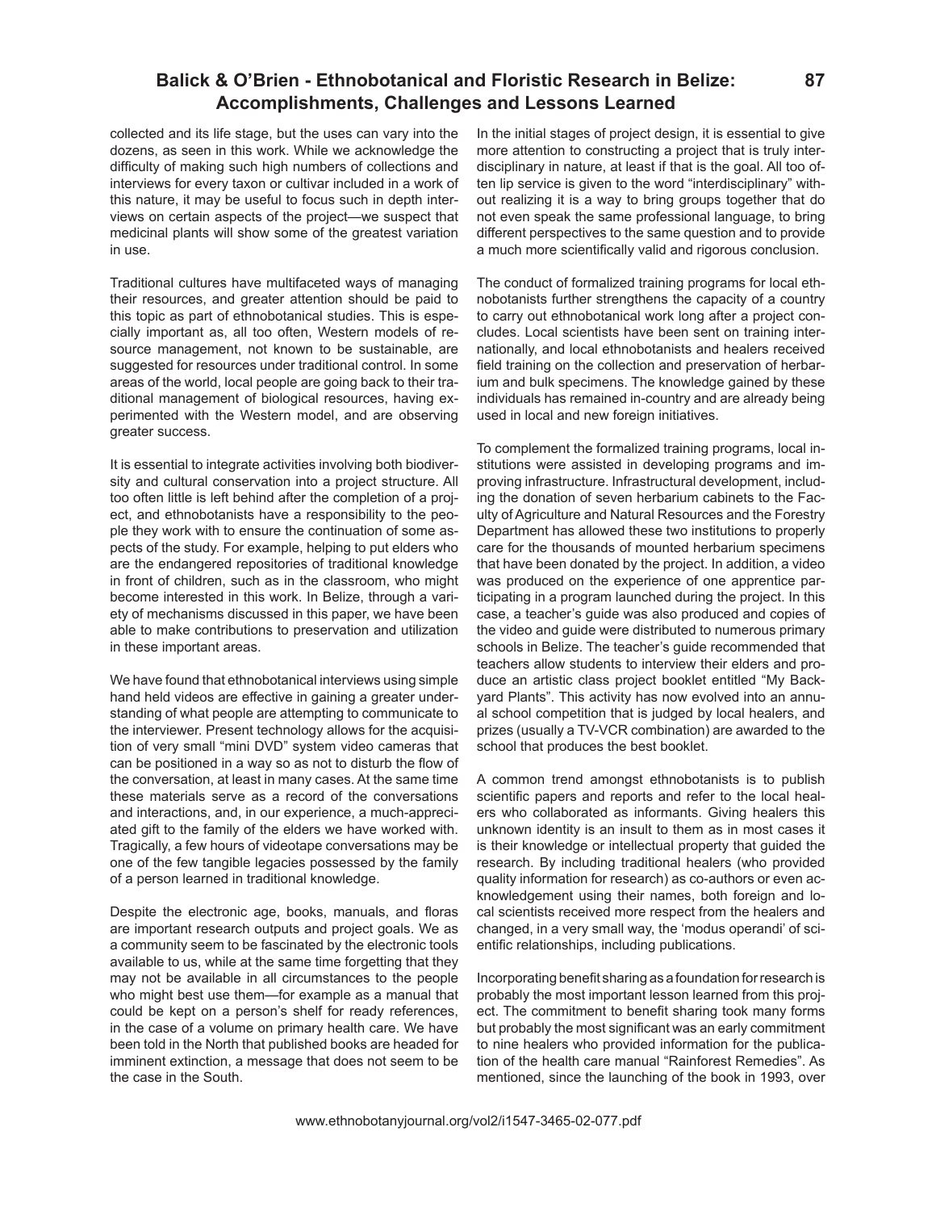collected and its life stage, but the uses can vary into the dozens, as seen in this work. While we acknowledge the difficulty of making such high numbers of collections and interviews for every taxon or cultivar included in a work of this nature, it may be useful to focus such in depth interviews on certain aspects of the project—we suspect that medicinal plants will show some of the greatest variation in use.

Traditional cultures have multifaceted ways of managing their resources, and greater attention should be paid to this topic as part of ethnobotanical studies. This is especially important as, all too often, Western models of resource management, not known to be sustainable, are suggested for resources under traditional control. In some areas of the world, local people are going back to their traditional management of biological resources, having experimented with the Western model, and are observing greater success.

It is essential to integrate activities involving both biodiversity and cultural conservation into a project structure. All too often little is left behind after the completion of a project, and ethnobotanists have a responsibility to the people they work with to ensure the continuation of some aspects of the study. For example, helping to put elders who are the endangered repositories of traditional knowledge in front of children, such as in the classroom, who might become interested in this work. In Belize, through a variety of mechanisms discussed in this paper, we have been able to make contributions to preservation and utilization in these important areas.

We have found that ethnobotanical interviews using simple hand held videos are effective in gaining a greater understanding of what people are attempting to communicate to the interviewer. Present technology allows for the acquisition of very small "mini DVD" system video cameras that can be positioned in a way so as not to disturb the flow of the conversation, at least in many cases. At the same time these materials serve as a record of the conversations and interactions, and, in our experience, a much-appreciated gift to the family of the elders we have worked with. Tragically, a few hours of videotape conversations may be one of the few tangible legacies possessed by the family of a person learned in traditional knowledge.

Despite the electronic age, books, manuals, and floras are important research outputs and project goals. We as a community seem to be fascinated by the electronic tools available to us, while at the same time forgetting that they may not be available in all circumstances to the people who might best use them—for example as a manual that could be kept on a person's shelf for ready references, in the case of a volume on primary health care. We have been told in the North that published books are headed for imminent extinction, a message that does not seem to be the case in the South.

In the initial stages of project design, it is essential to give more attention to constructing a project that is truly interdisciplinary in nature, at least if that is the goal. All too often lip service is given to the word "interdisciplinary" without realizing it is a way to bring groups together that do not even speak the same professional language, to bring different perspectives to the same question and to provide a much more scientifically valid and rigorous conclusion.

The conduct of formalized training programs for local ethnobotanists further strengthens the capacity of a country to carry out ethnobotanical work long after a project concludes. Local scientists have been sent on training internationally, and local ethnobotanists and healers received field training on the collection and preservation of herbarium and bulk specimens. The knowledge gained by these individuals has remained in-country and are already being used in local and new foreign initiatives.

To complement the formalized training programs, local institutions were assisted in developing programs and improving infrastructure. Infrastructural development, including the donation of seven herbarium cabinets to the Faculty of Agriculture and Natural Resources and the Forestry Department has allowed these two institutions to properly care for the thousands of mounted herbarium specimens that have been donated by the project. In addition, a video was produced on the experience of one apprentice participating in a program launched during the project. In this case, a teacher's guide was also produced and copies of the video and guide were distributed to numerous primary schools in Belize. The teacher's guide recommended that teachers allow students to interview their elders and produce an artistic class project booklet entitled "My Backyard Plants". This activity has now evolved into an annual school competition that is judged by local healers, and prizes (usually a TV-VCR combination) are awarded to the school that produces the best booklet.

A common trend amongst ethnobotanists is to publish scientific papers and reports and refer to the local healers who collaborated as informants. Giving healers this unknown identity is an insult to them as in most cases it is their knowledge or intellectual property that guided the research. By including traditional healers (who provided quality information for research) as co-authors or even acknowledgement using their names, both foreign and local scientists received more respect from the healers and changed, in a very small way, the 'modus operandi' of scientific relationships, including publications.

Incorporating benefit sharing as a foundation for research is probably the most important lesson learned from this project. The commitment to benefit sharing took many forms but probably the most significant was an early commitment to nine healers who provided information for the publication of the health care manual "Rainforest Remedies". As mentioned, since the launching of the book in 1993, over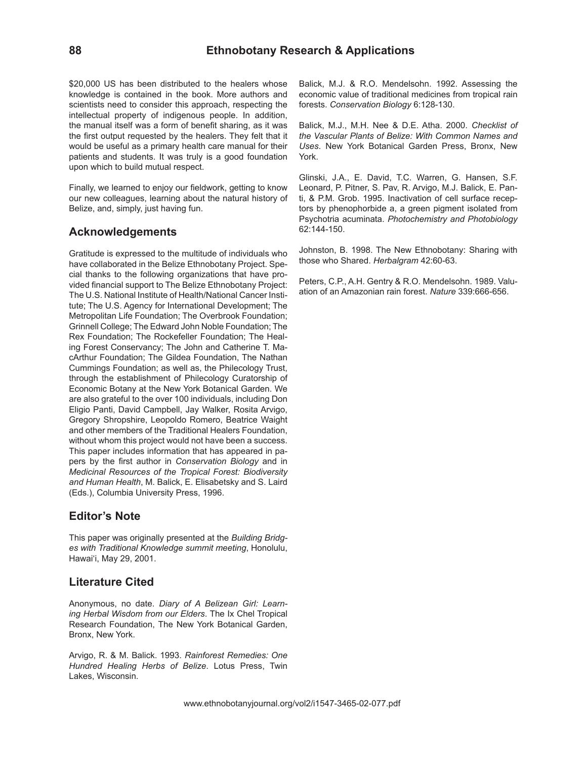$20,000 US has been distributed to the healers whose knowledge is contained in the book. More authors and scientists need to consider this approach, respecting the intellectual property of indigenous people. In addition, the manual itself was a form of benefit sharing, as it was the first output requested by the healers. They felt that it would be useful as a primary health care manual for their patients and students. It was truly is a good foundation upon which to build mutual respect.

Finally, we learned to enjoy our fieldwork, getting to know our new colleagues, learning about the natural history of Belize, and, simply, just having fun.

## Acknowledgements

Gratitude is expressed to the multitude of individuals who have collaborated in the Belize Ethnobotany Project. Special thanks to the following organizations that have provided financial support to The Belize Ethnobotany Project: The U.S. National Institute of Health/National Cancer Institute; The U.S. Agency for International Development; The Metropolitan Life Foundation; The Overbrook Foundation; Grinnell College; The Edward John Noble Foundation; The Rex Foundation; The Rockefeller Foundation; The Healing Forest Conservancy; The John and Catherine T. MacArthur Foundation; The Gildea Foundation, The Nathan Cummings Foundation; as well as, the Philecology Trust, through the establishment of Philecology Curatorship of Economic Botany at the New York Botanical Garden. We are also grateful to the over 100 individuals, including Don Eligio Panti, David Campbell, Jay Walker, Rosita Arvigo, Gregory Shropshire, Leopoldo Romero, Beatrice Waight and other members of the Traditional Healers Foundation, without whom this project would not have been a success. This paper includes information that has appeared in papers by the first author in *Conservation Biology* and in *Medicinal Resources of the Tropical Forest: Biodiversity and Human Health*, M. Balick, E. Elisabetsky and S. Laird (Eds.), Columbia University Press, 1996.

## Editor's Note

This paper was originally presented at the *Building Bridges with Traditional Knowledge summit meeting*, Honolulu, Hawai'i, May 29, 2001.

## Literature Cited

Anonymous, no date. *Diary of A Belizean Girl: Learning Herbal Wisdom from our Elders*. The Ix Chel Tropical Research Foundation, The New York Botanical Garden, Bronx, New York.

Arvigo, R. & M. Balick. 1993. *Rainforest Remedies: One Hundred Healing Herbs of Belize*. Lotus Press, Twin Lakes, Wisconsin.

Balick, M.J. & R.O. Mendelsohn. 1992. Assessing the economic value of traditional medicines from tropical rain forests. *Conservation Biology* 6:128-130.

Balick, M.J., M.H. Nee & D.E. Atha. 2000. *Checklist of the Vascular Plants of Belize: With Common Names and Uses*. New York Botanical Garden Press, Bronx, New York.

Glinski, J.A., E. David, T.C. Warren, G. Hansen, S.F. Leonard, P. Pitner, S. Pav, R. Arvigo, M.J. Balick, E. Panti, & P.M. Grob. 1995. Inactivation of cell surface receptors by phenophorbide a, a green pigment isolated from Psychotria acuminata. *Photochemistry and Photobiology* 62:144-150.

Johnston, B. 1998. The New Ethnobotany: Sharing with those who Shared. *Herbalgram* 42:60-63.

Peters, C.P., A.H. Gentry & R.O. Mendelsohn. 1989. Valuation of an Amazonian rain forest. *Nature* 339:666-656.